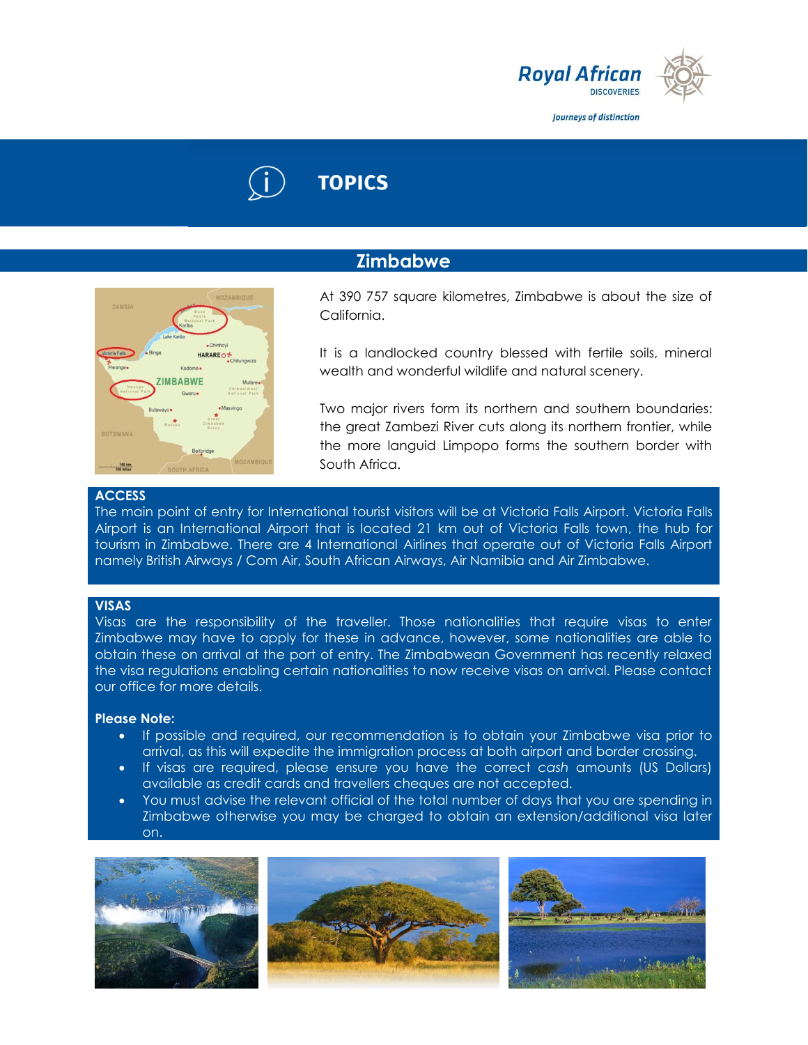Royal African DISCOVERIES

*Journeys of distinction*

# TOPICS

## Zimbabwe

At 390 757 square kilometres, Zimbabwe is about the size of California.

It is a landlocked country blessed with fertile soils, mineral wealth and wonderful wildlife and natural scenery.

Two major rivers form its northern and southern boundaries: the great Zambezi River cuts along its northern frontier, while the more languid Limpopo forms the southern border with South Africa.

### ACCESS

The main point of entry for International tourist visitors will be at Victoria Falls Airport. Victoria Falls Airport is an International Airport that is located 21 km out of Victoria Falls town, the hub for tourism in Zimbabwe. There are 4 International Airlines that operate out of Victoria Falls Airport namely British Airways / Com Air, South African Airways, Air Namibia and Air Zimbabwe.

### VISAS

Visas are the responsibility of the traveller. Those nationalities that require visas to enter Zimbabwe may have to apply for these in advance, however, some nationalities are able to obtain these on arrival at the port of entry. The Zimbabwean Government has recently relaxed the visa regulations enabling certain nationalities to now receive visas on arrival. Please contact our office for more details.

**Please Note:**

- If possible and required, our recommendation is to obtain your Zimbabwe visa prior to arrival, as this will expedite the immigration process at both airport and border crossing.
- If visas are required, please ensure you have the correct *cash* amounts (US Dollars) available as credit cards and travellers cheques are not accepted.
- You must advise the relevant official of the total number of days that you are spending in Zimbabwe otherwise you may be charged to obtain an extension/additional visa later on.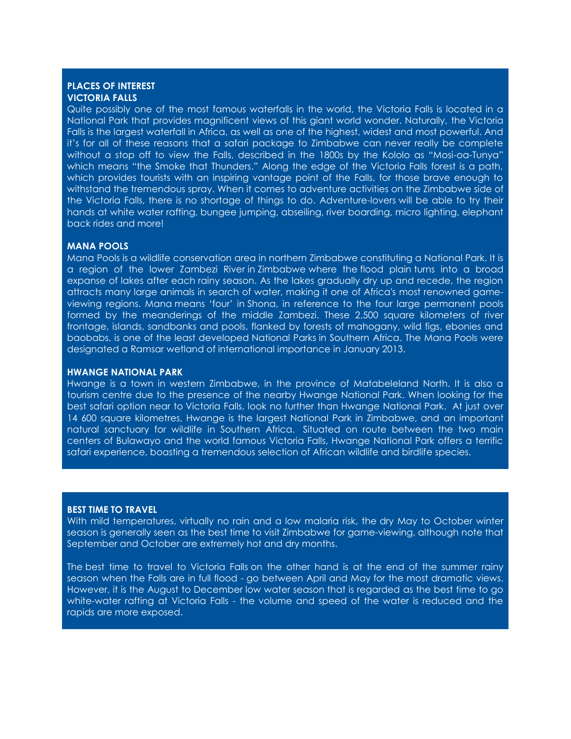## PLACES OF INTEREST

### VICTORIA FALLS

Quite possibly one of the most famous waterfalls in the world, the Victoria Falls is located in a National Park that provides magnificent views of this giant world wonder. Naturally, the Victoria Falls is the largest waterfall in Africa, as well as one of the highest, widest and most powerful. And it's for all of these reasons that a safari package to Zimbabwe can never really be complete without a stop off to view the Falls, described in the 1800s by the Kololo as "Mosi-oa-Tunya" which means "the Smoke that Thunders." Along the edge of the Victoria Falls forest is a path, which provides tourists with an inspiring vantage point of the Falls, for those brave enough to withstand the tremendous spray. When it comes to adventure activities on the Zimbabwe side of the Victoria Falls, there is no shortage of things to do. Adventure-lovers will be able to try their hands at white water rafting, bungee jumping, abseiling, river boarding, micro lighting, elephant back rides and more!

### MANA POOLS

Mana Pools is a wildlife conservation area in northern Zimbabwe constituting a National Park. It is a region of the lower Zambezi River in Zimbabwe where the flood plain turns into a broad expanse of lakes after each rainy season. As the lakes gradually dry up and recede, the region attracts many large animals in search of water, making it one of Africa's most renowned game-viewing regions. Mana means 'four' in Shona, in reference to the four large permanent pools formed by the meanderings of the middle Zambezi. These 2,500 square kilometers of river frontage, islands, sandbanks and pools, flanked by forests of mahogany, wild figs, ebonies and baobabs, is one of the least developed National Parks in Southern Africa. The Mana Pools were designated a Ramsar wetland of international importance in January 2013.

### HWANGE NATIONAL PARK

Hwange is a town in western Zimbabwe, in the province of Matabeleland North. It is also a tourism centre due to the presence of the nearby Hwange National Park. When looking for the best safari option near to Victoria Falls, look no further than Hwange National Park. At just over 14 600 square kilometres, Hwange is the largest National Park in Zimbabwe, and an important natural sanctuary for wildlife in Southern Africa. Situated on route between the two main centers of Bulawayo and the world famous Victoria Falls, Hwange National Park offers a terrific safari experience, boasting a tremendous selection of African wildlife and birdlife species.

## BEST TIME TO TRAVEL

With mild temperatures, virtually no rain and a low malaria risk, the dry May to October winter season is generally seen as the best time to visit Zimbabwe for game-viewing, although note that September and October are extremely hot and dry months.

The best time to travel to Victoria Falls on the other hand is at the end of the summer rainy season when the Falls are in full flood - go between April and May for the most dramatic views. However, it is the August to December low water season that is regarded as the best time to go white-water rafting at Victoria Falls - the volume and speed of the water is reduced and the rapids are more exposed.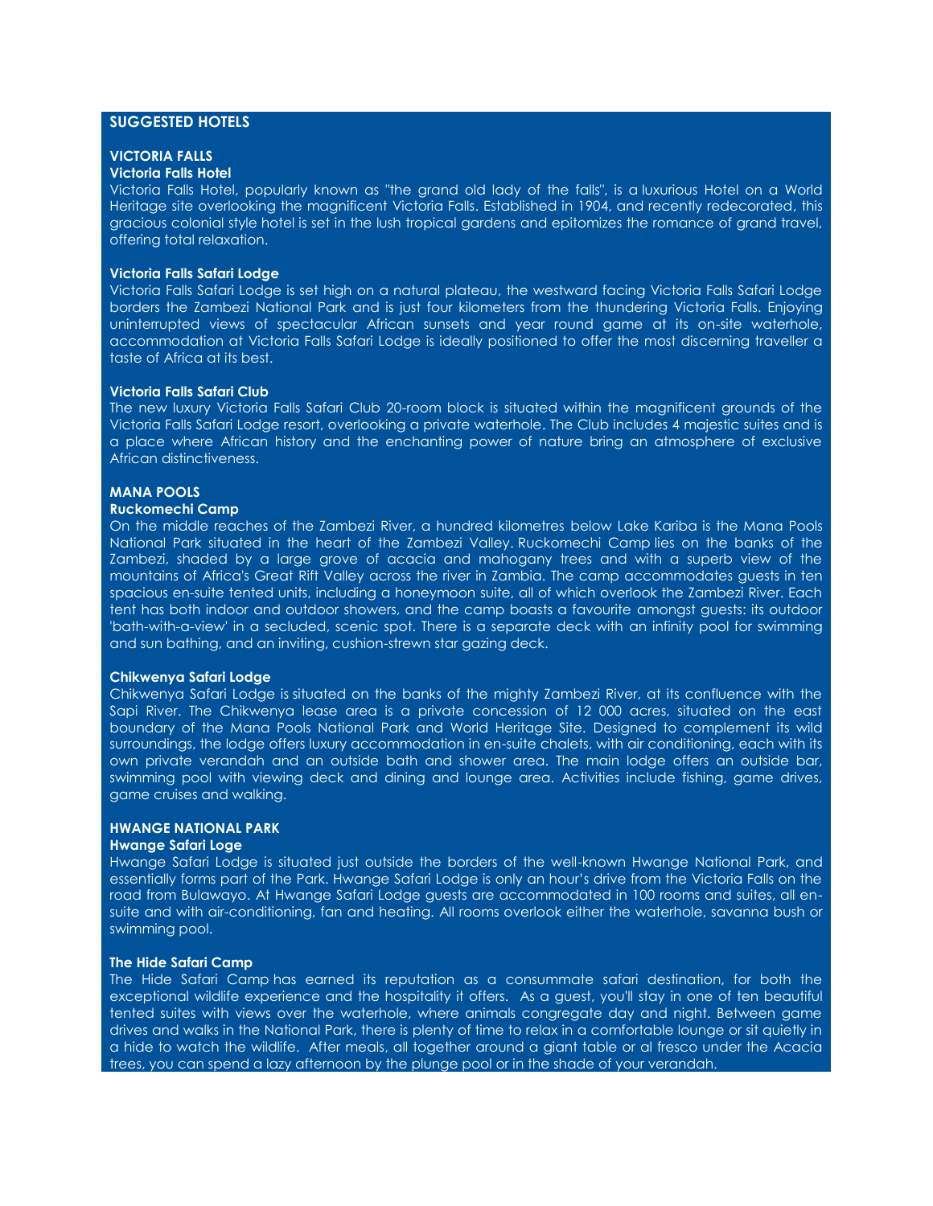## SUGGESTED HOTELS

### VICTORIA FALLS

**Victoria Falls Hotel**

Victoria Falls Hotel, popularly known as "the grand old lady of the falls", is a luxurious Hotel on a World Heritage site overlooking the magnificent Victoria Falls. Established in 1904, and recently redecorated, this gracious colonial style hotel is set in the lush tropical gardens and epitomizes the romance of grand travel, offering total relaxation.

**Victoria Falls Safari Lodge**

Victoria Falls Safari Lodge is set high on a natural plateau, the westward facing Victoria Falls Safari Lodge borders the Zambezi National Park and is just four kilometers from the thundering Victoria Falls. Enjoying uninterrupted views of spectacular African sunsets and year round game at its on-site waterhole, accommodation at Victoria Falls Safari Lodge is ideally positioned to offer the most discerning traveller a taste of Africa at its best.

**Victoria Falls Safari Club**

The new luxury Victoria Falls Safari Club 20-room block is situated within the magnificent grounds of the Victoria Falls Safari Lodge resort, overlooking a private waterhole. The Club includes 4 majestic suites and is a place where African history and the enchanting power of nature bring an atmosphere of exclusive African distinctiveness.

### MANA POOLS

**Ruckomechi Camp**

On the middle reaches of the Zambezi River, a hundred kilometres below Lake Kariba is the Mana Pools National Park situated in the heart of the Zambezi Valley. Ruckomechi Camp lies on the banks of the Zambezi, shaded by a large grove of acacia and mahogany trees and with a superb view of the mountains of Africa's Great Rift Valley across the river in Zambia. The camp accommodates guests in ten spacious en-suite tented units, including a honeymoon suite, all of which overlook the Zambezi River. Each tent has both indoor and outdoor showers, and the camp boasts a favourite amongst guests: its outdoor 'bath-with-a-view' in a secluded, scenic spot. There is a separate deck with an infinity pool for swimming and sun bathing, and an inviting, cushion-strewn star gazing deck.

**Chikwenya Safari Lodge**

Chikwenya Safari Lodge is situated on the banks of the mighty Zambezi River, at its confluence with the Sapi River. The Chikwenya lease area is a private concession of 12 000 acres, situated on the east boundary of the Mana Pools National Park and World Heritage Site. Designed to complement its wild surroundings, the lodge offers luxury accommodation in en-suite chalets, with air conditioning, each with its own private verandah and an outside bath and shower area. The main lodge offers an outside bar, swimming pool with viewing deck and dining and lounge area. Activities include fishing, game drives, game cruises and walking.

### HWANGE NATIONAL PARK

**Hwange Safari Loge**

Hwange Safari Lodge is situated just outside the borders of the well-known Hwange National Park, and essentially forms part of the Park. Hwange Safari Lodge is only an hour's drive from the Victoria Falls on the road from Bulawayo. At Hwange Safari Lodge guests are accommodated in 100 rooms and suites, all en-suite and with air-conditioning, fan and heating. All rooms overlook either the waterhole, savanna bush or swimming pool.

**The Hide Safari Camp**

The Hide Safari Camp has earned its reputation as a consummate safari destination, for both the exceptional wildlife experience and the hospitality it offers. As a guest, you'll stay in one of ten beautiful tented suites with views over the waterhole, where animals congregate day and night. Between game drives and walks in the National Park, there is plenty of time to relax in a comfortable lounge or sit quietly in a hide to watch the wildlife. After meals, all together around a giant table or al fresco under the Acacia trees, you can spend a lazy afternoon by the plunge pool or in the shade of your verandah.